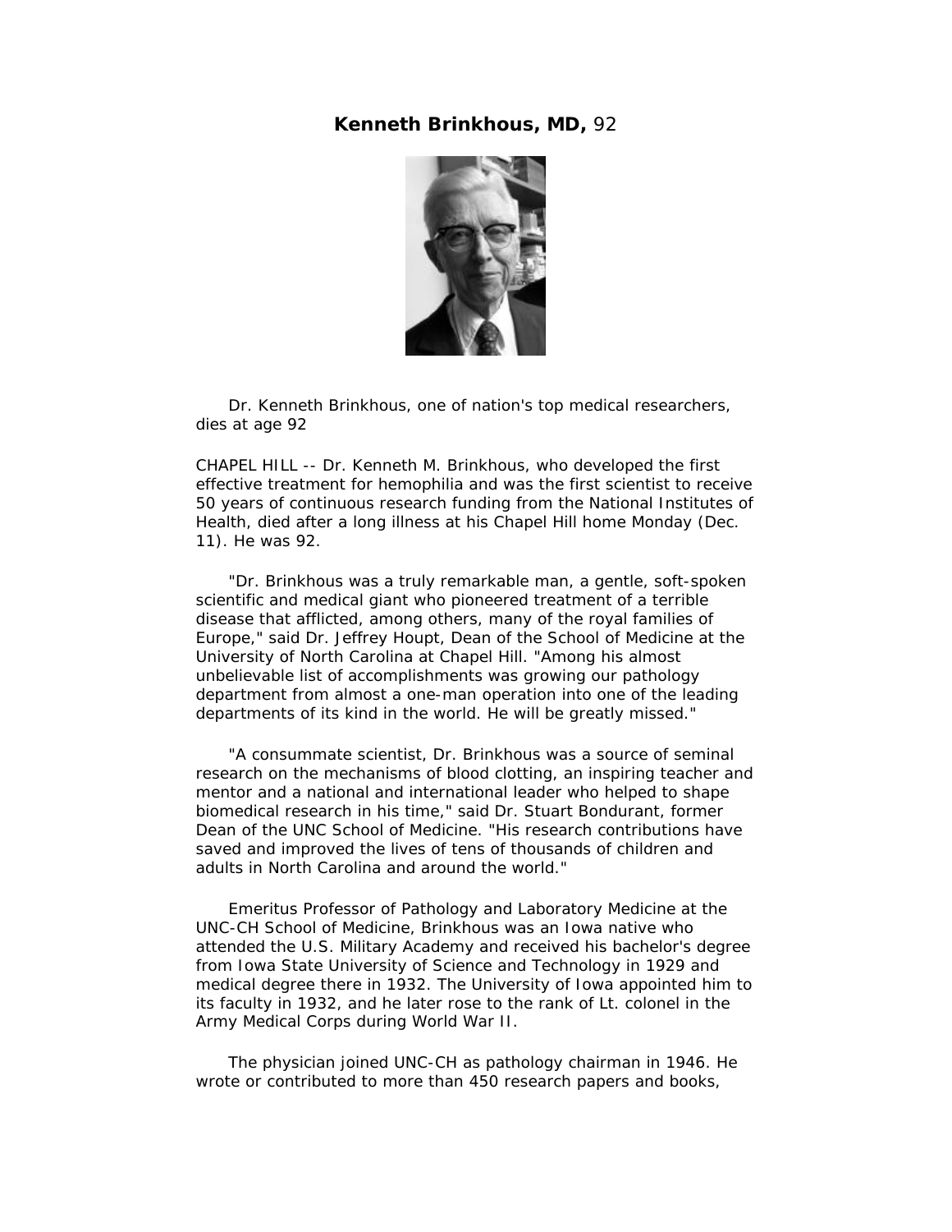# **Kenneth Brinkhous, MD,** 92

Dr. Kenneth Brinkhous, one of nation's top medical researchers, dies at age 92

CHAPEL HILL -- Dr. Kenneth M. Brinkhous, who developed the first effective treatment for hemophilia and was the first scientist to receive 50 years of continuous research funding from the National Institutes of Health, died after a long illness at his Chapel Hill home Monday (Dec. 11). He was 92.

"Dr. Brinkhous was a truly remarkable man, a gentle, soft-spoken scientific and medical giant who pioneered treatment of a terrible disease that afflicted, among others, many of the royal families of Europe," said Dr. Jeffrey Houpt, Dean of the School of Medicine at the University of North Carolina at Chapel Hill. "Among his almost unbelievable list of accomplishments was growing our pathology department from almost a one-man operation into one of the leading departments of its kind in the world. He will be greatly missed."

"A consummate scientist, Dr. Brinkhous was a source of seminal research on the mechanisms of blood clotting, an inspiring teacher and mentor and a national and international leader who helped to shape biomedical research in his time," said Dr. Stuart Bondurant, former Dean of the UNC School of Medicine. "His research contributions have saved and improved the lives of tens of thousands of children and adults in North Carolina and around the world."

Emeritus Professor of Pathology and Laboratory Medicine at the UNC-CH School of Medicine, Brinkhous was an Iowa native who attended the U.S. Military Academy and received his bachelor's degree from Iowa State University of Science and Technology in 1929 and medical degree there in 1932. The University of Iowa appointed him to its faculty in 1932, and he later rose to the rank of Lt. colonel in the Army Medical Corps during World War II.

The physician joined UNC-CH as pathology chairman in 1946. He wrote or contributed to more than 450 research papers and books,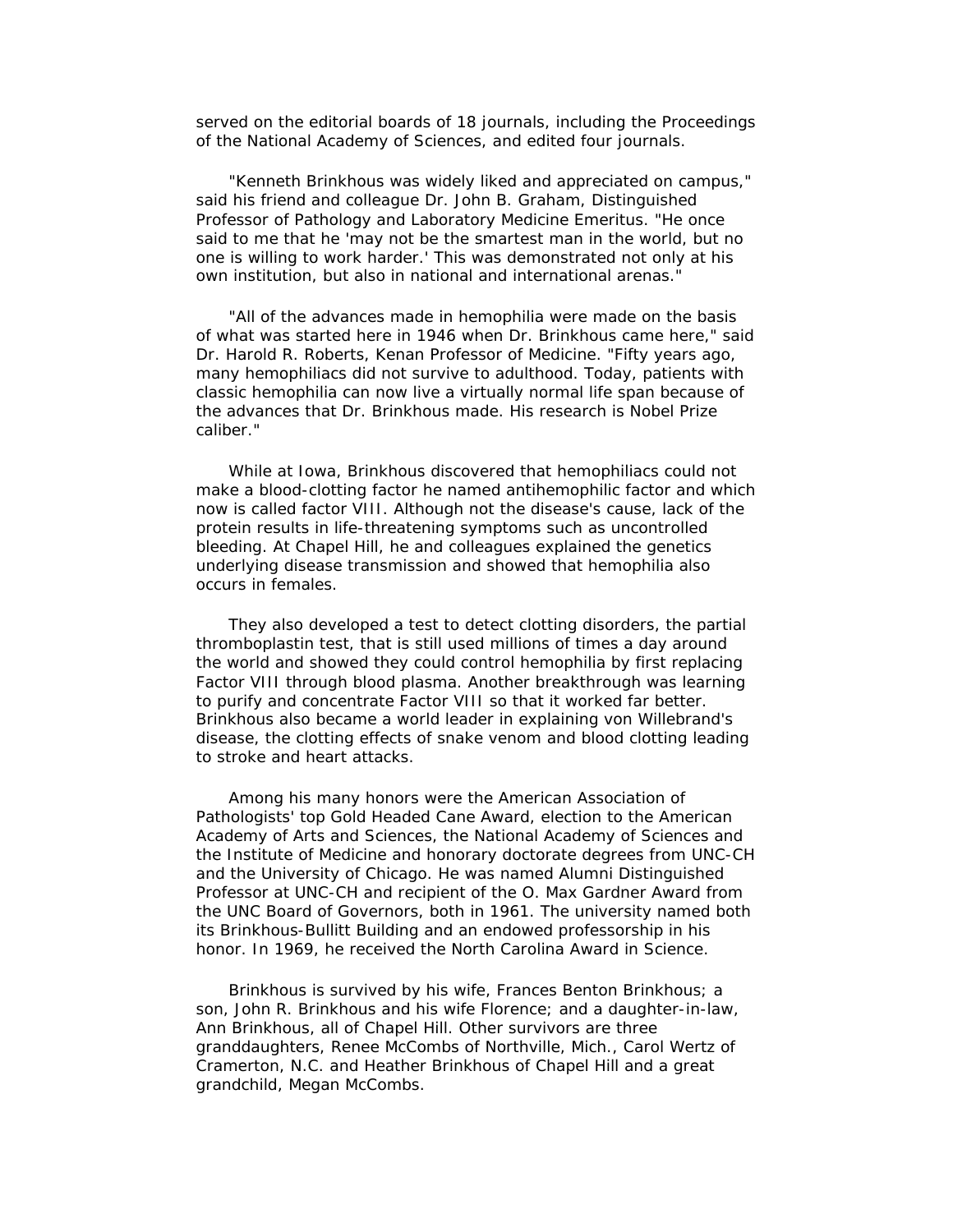served on the editorial boards of 18 journals, including the Proceedings of the National Academy of Sciences, and edited four journals.

"Kenneth Brinkhous was widely liked and appreciated on campus," said his friend and colleague Dr. John B. Graham, Distinguished Professor of Pathology and Laboratory Medicine Emeritus. "He once said to me that he 'may not be the smartest man in the world, but no one is willing to work harder.' This was demonstrated not only at his own institution, but also in national and international arenas."

"All of the advances made in hemophilia were made on the basis of what was started here in 1946 when Dr. Brinkhous came here," said Dr. Harold R. Roberts, Kenan Professor of Medicine. "Fifty years ago, many hemophiliacs did not survive to adulthood. Today, patients with classic hemophilia can now live a virtually normal life span because of the advances that Dr. Brinkhous made. His research is Nobel Prize caliber."

While at Iowa, Brinkhous discovered that hemophiliacs could not make a blood-clotting factor he named antihemophilic factor and which now is called factor VIII. Although not the disease's cause, lack of the protein results in life-threatening symptoms such as uncontrolled bleeding. At Chapel Hill, he and colleagues explained the genetics underlying disease transmission and showed that hemophilia also occurs in females.

They also developed a test to detect clotting disorders, the partial thromboplastin test, that is still used millions of times a day around the world and showed they could control hemophilia by first replacing Factor VIII through blood plasma. Another breakthrough was learning to purify and concentrate Factor VIII so that it worked far better. Brinkhous also became a world leader in explaining von Willebrand's disease, the clotting effects of snake venom and blood clotting leading to stroke and heart attacks.

Among his many honors were the American Association of Pathologists' top Gold Headed Cane Award, election to the American Academy of Arts and Sciences, the National Academy of Sciences and the Institute of Medicine and honorary doctorate degrees from UNC-CH and the University of Chicago. He was named Alumni Distinguished Professor at UNC-CH and recipient of the O. Max Gardner Award from the UNC Board of Governors, both in 1961. The university named both its Brinkhous-Bullitt Building and an endowed professorship in his honor. In 1969, he received the North Carolina Award in Science.

Brinkhous is survived by his wife, Frances Benton Brinkhous; a son, John R. Brinkhous and his wife Florence; and a daughter-in-law, Ann Brinkhous, all of Chapel Hill. Other survivors are three granddaughters, Renee McCombs of Northville, Mich., Carol Wertz of Cramerton, N.C. and Heather Brinkhous of Chapel Hill and a great grandchild, Megan McCombs.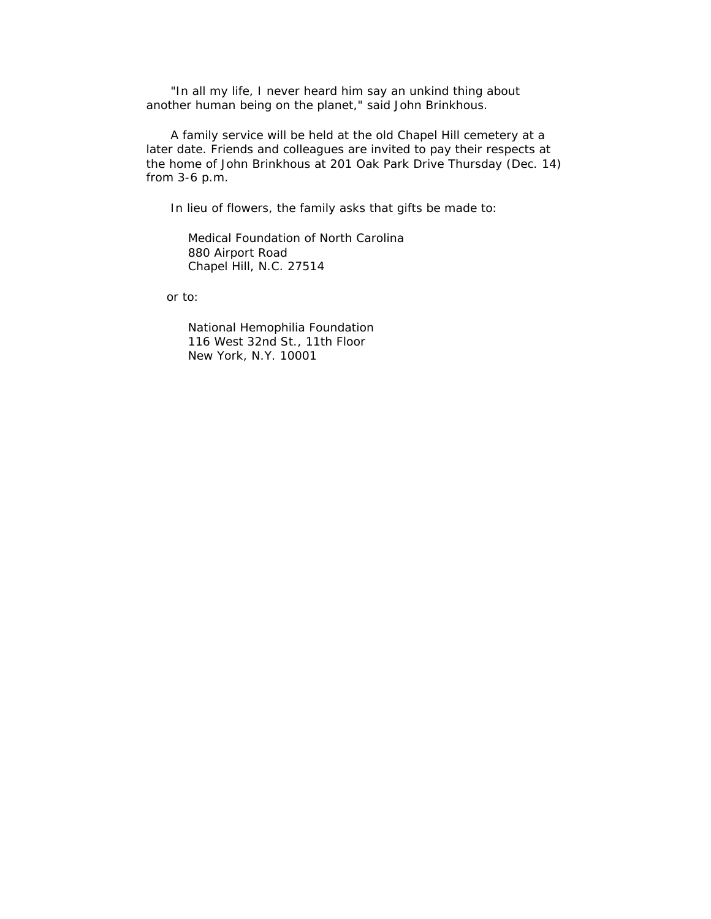"In all my life, I never heard him say an unkind thing about another human being on the planet," said John Brinkhous.

A family service will be held at the old Chapel Hill cemetery at a later date. Friends and colleagues are invited to pay their respects at the home of John Brinkhous at 201 Oak Park Drive Thursday (Dec. 14) from 3-6 p.m.

In lieu of flowers, the family asks that gifts be made to:

Medical Foundation of North Carolina
880 Airport Road
Chapel Hill, N.C. 27514

or to:

National Hemophilia Foundation
116 West 32nd St., 11th Floor
New York, N.Y. 10001